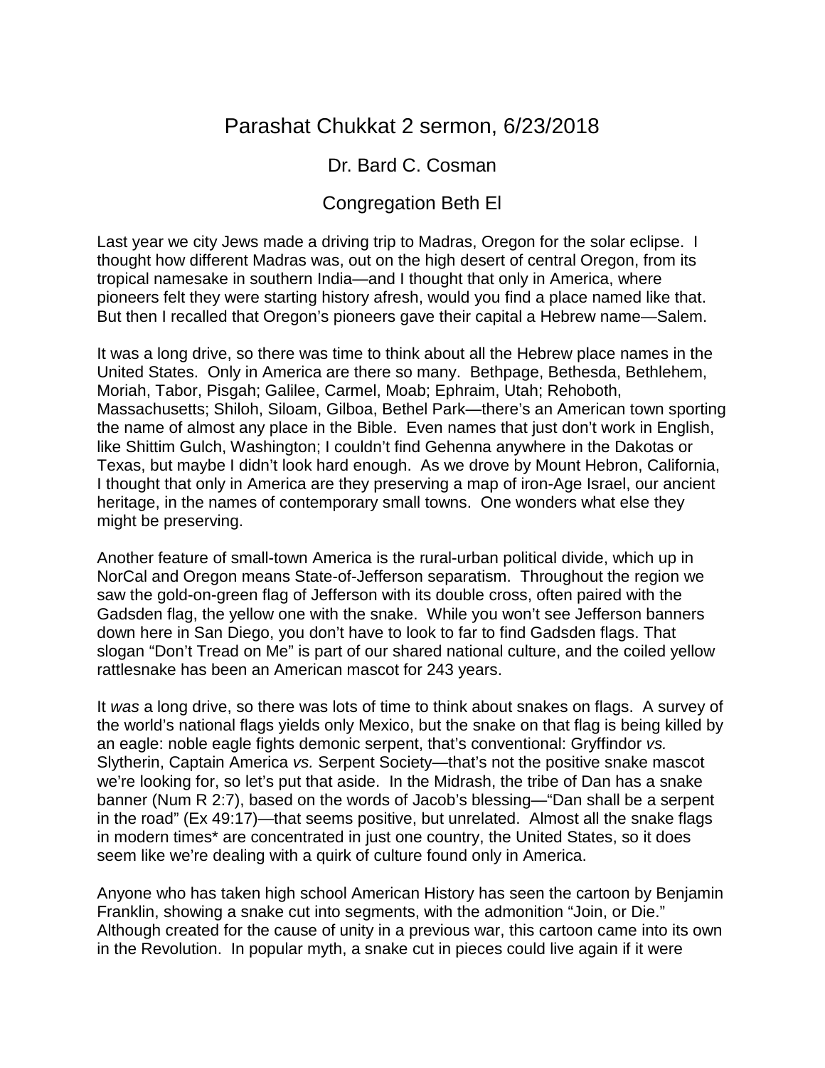# Parashat Chukkat 2 sermon, 6/23/2018

Dr. Bard C. Cosman

Congregation Beth El

Last year we city Jews made a driving trip to Madras, Oregon for the solar eclipse. I thought how different Madras was, out on the high desert of central Oregon, from its tropical namesake in southern India—and I thought that only in America, where pioneers felt they were starting history afresh, would you find a place named like that. But then I recalled that Oregon's pioneers gave their capital a Hebrew name—Salem.

It was a long drive, so there was time to think about all the Hebrew place names in the United States. Only in America are there so many. Bethpage, Bethesda, Bethlehem, Moriah, Tabor, Pisgah; Galilee, Carmel, Moab; Ephraim, Utah; Rehoboth, Massachusetts; Shiloh, Siloam, Gilboa, Bethel Park—there's an American town sporting the name of almost any place in the Bible. Even names that just don't work in English, like Shittim Gulch, Washington; I couldn't find Gehenna anywhere in the Dakotas or Texas, but maybe I didn't look hard enough. As we drove by Mount Hebron, California, I thought that only in America are they preserving a map of iron-Age Israel, our ancient heritage, in the names of contemporary small towns. One wonders what else they might be preserving.

Another feature of small-town America is the rural-urban political divide, which up in NorCal and Oregon means State-of-Jefferson separatism. Throughout the region we saw the gold-on-green flag of Jefferson with its double cross, often paired with the Gadsden flag, the yellow one with the snake. While you won't see Jefferson banners down here in San Diego, you don't have to look to far to find Gadsden flags. That slogan "Don't Tread on Me" is part of our shared national culture, and the coiled yellow rattlesnake has been an American mascot for 243 years.

It *was* a long drive, so there was lots of time to think about snakes on flags. A survey of the world's national flags yields only Mexico, but the snake on that flag is being killed by an eagle: noble eagle fights demonic serpent, that's conventional: Gryffindor *vs.* Slytherin, Captain America *vs.* Serpent Society—that's not the positive snake mascot we're looking for, so let's put that aside. In the Midrash, the tribe of Dan has a snake banner (Num R 2:7), based on the words of Jacob's blessing—"Dan shall be a serpent in the road" (Ex 49:17)—that seems positive, but unrelated. Almost all the snake flags in modern times* are concentrated in just one country, the United States, so it does seem like we're dealing with a quirk of culture found only in America.

Anyone who has taken high school American History has seen the cartoon by Benjamin Franklin, showing a snake cut into segments, with the admonition "Join, or Die." Although created for the cause of unity in a previous war, this cartoon came into its own in the Revolution. In popular myth, a snake cut in pieces could live again if it were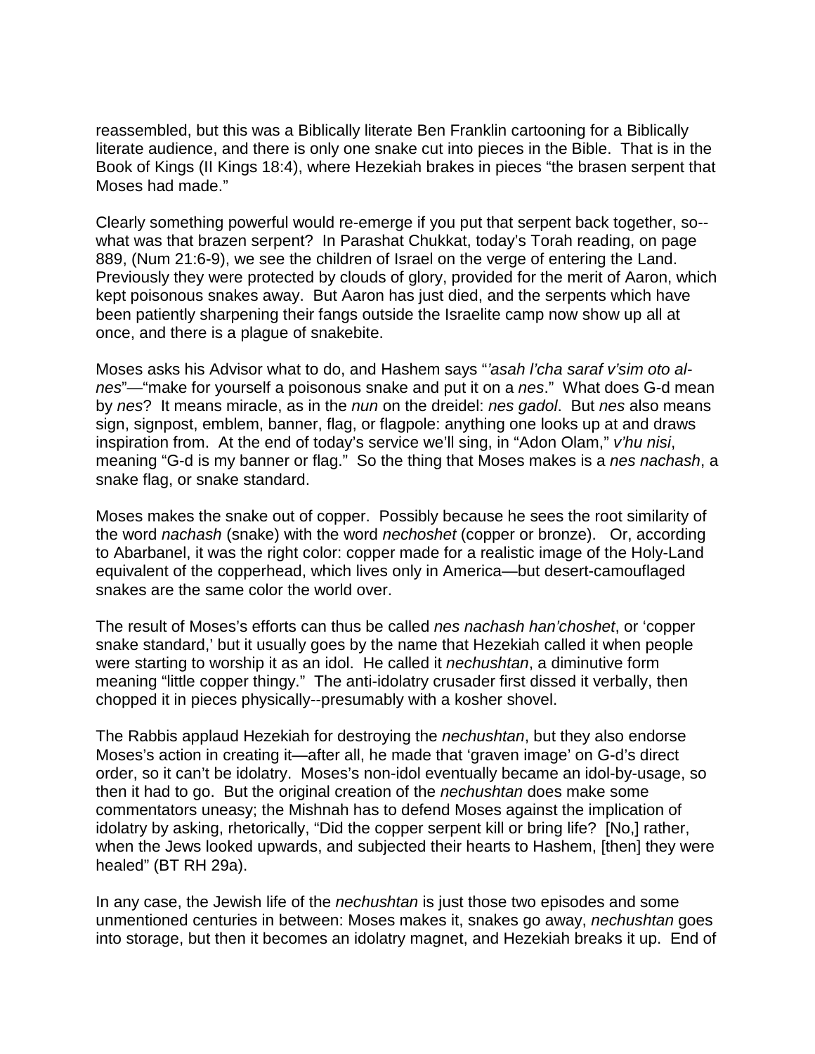reassembled, but this was a Biblically literate Ben Franklin cartooning for a Biblically literate audience, and there is only one snake cut into pieces in the Bible. That is in the Book of Kings (II Kings 18:4), where Hezekiah brakes in pieces "the brasen serpent that Moses had made."

Clearly something powerful would re-emerge if you put that serpent back together, so--what was that brazen serpent? In Parashat Chukkat, today's Torah reading, on page 889, (Num 21:6-9), we see the children of Israel on the verge of entering the Land. Previously they were protected by clouds of glory, provided for the merit of Aaron, which kept poisonous snakes away. But Aaron has just died, and the serpents which have been patiently sharpening their fangs outside the Israelite camp now show up all at once, and there is a plague of snakebite.

Moses asks his Advisor what to do, and Hashem says "*'asah l'cha saraf v'sim oto al-nes*"—"make for yourself a poisonous snake and put it on a *nes*." What does G-d mean by *nes*? It means miracle, as in the *nun* on the dreidel: *nes gadol*. But *nes* also means sign, signpost, emblem, banner, flag, or flagpole: anything one looks up at and draws inspiration from. At the end of today's service we'll sing, in "Adon Olam," *v'hu nisi*, meaning "G-d is my banner or flag." So the thing that Moses makes is a *nes nachash*, a snake flag, or snake standard.

Moses makes the snake out of copper. Possibly because he sees the root similarity of the word *nachash* (snake) with the word *nechoshet* (copper or bronze). Or, according to Abarbanel, it was the right color: copper made for a realistic image of the Holy-Land equivalent of the copperhead, which lives only in America—but desert-camouflaged snakes are the same color the world over.

The result of Moses's efforts can thus be called *nes nachash han'choshet*, or 'copper snake standard,' but it usually goes by the name that Hezekiah called it when people were starting to worship it as an idol. He called it *nechushtan*, a diminutive form meaning "little copper thingy." The anti-idolatry crusader first dissed it verbally, then chopped it in pieces physically--presumably with a kosher shovel.

The Rabbis applaud Hezekiah for destroying the *nechushtan*, but they also endorse Moses's action in creating it—after all, he made that 'graven image' on G-d's direct order, so it can't be idolatry. Moses's non-idol eventually became an idol-by-usage, so then it had to go. But the original creation of the *nechushtan* does make some commentators uneasy; the Mishnah has to defend Moses against the implication of idolatry by asking, rhetorically, "Did the copper serpent kill or bring life? [No,] rather, when the Jews looked upwards, and subjected their hearts to Hashem, [then] they were healed" (BT RH 29a).

In any case, the Jewish life of the *nechushtan* is just those two episodes and some unmentioned centuries in between: Moses makes it, snakes go away, *nechushtan* goes into storage, but then it becomes an idolatry magnet, and Hezekiah breaks it up. End of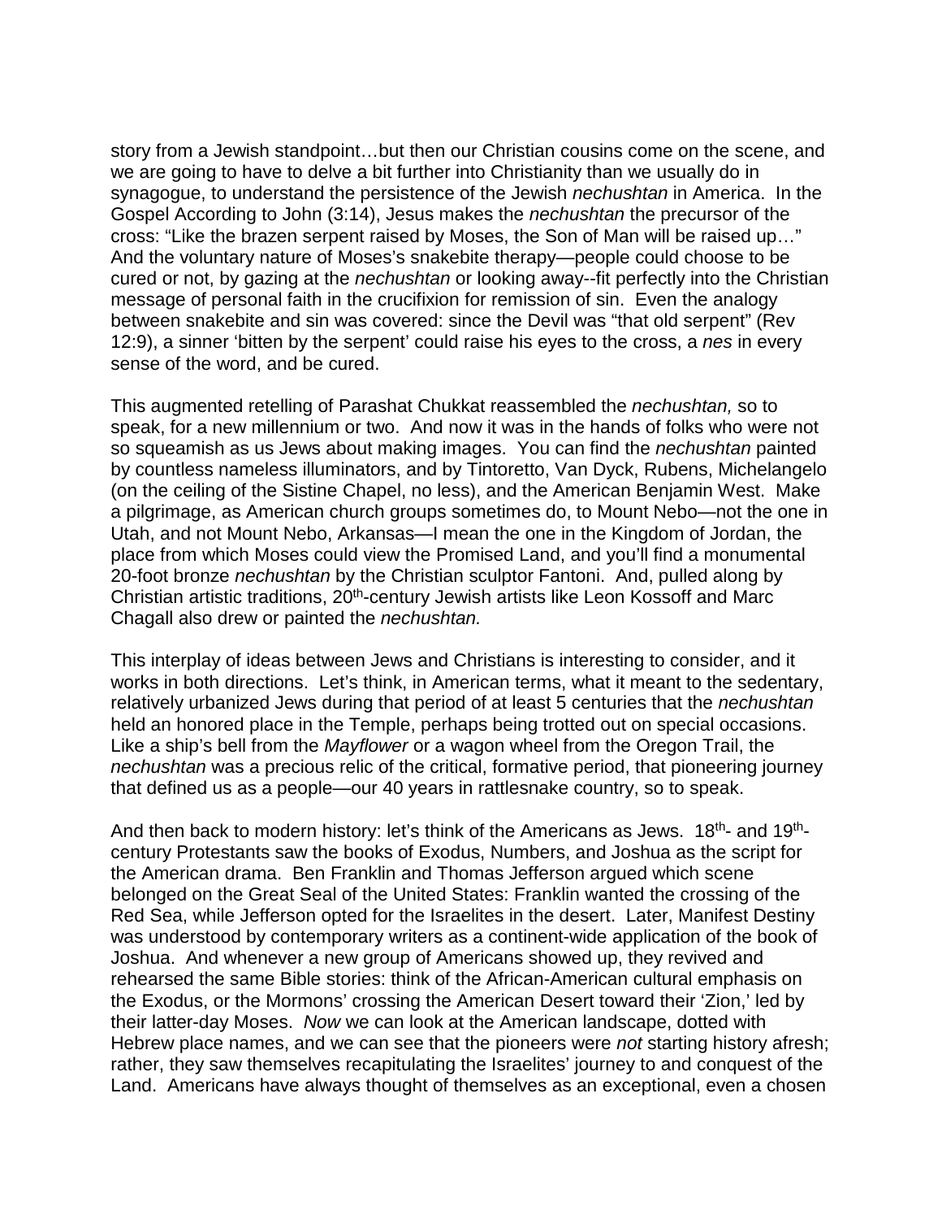story from a Jewish standpoint…but then our Christian cousins come on the scene, and we are going to have to delve a bit further into Christianity than we usually do in synagogue, to understand the persistence of the Jewish *nechushtan* in America. In the Gospel According to John (3:14), Jesus makes the *nechushtan* the precursor of the cross: "Like the brazen serpent raised by Moses, the Son of Man will be raised up…" And the voluntary nature of Moses's snakebite therapy—people could choose to be cured or not, by gazing at the *nechushtan* or looking away--fit perfectly into the Christian message of personal faith in the crucifixion for remission of sin. Even the analogy between snakebite and sin was covered: since the Devil was "that old serpent" (Rev 12:9), a sinner 'bitten by the serpent' could raise his eyes to the cross, a *nes* in every sense of the word, and be cured.

This augmented retelling of Parashat Chukkat reassembled the *nechushtan,* so to speak, for a new millennium or two. And now it was in the hands of folks who were not so squeamish as us Jews about making images. You can find the *nechushtan* painted by countless nameless illuminators, and by Tintoretto, Van Dyck, Rubens, Michelangelo (on the ceiling of the Sistine Chapel, no less), and the American Benjamin West. Make a pilgrimage, as American church groups sometimes do, to Mount Nebo—not the one in Utah, and not Mount Nebo, Arkansas—I mean the one in the Kingdom of Jordan, the place from which Moses could view the Promised Land, and you'll find a monumental 20-foot bronze *nechushtan* by the Christian sculptor Fantoni. And, pulled along by Christian artistic traditions, 20th-century Jewish artists like Leon Kossoff and Marc Chagall also drew or painted the *nechushtan.*

This interplay of ideas between Jews and Christians is interesting to consider, and it works in both directions. Let's think, in American terms, what it meant to the sedentary, relatively urbanized Jews during that period of at least 5 centuries that the *nechushtan* held an honored place in the Temple, perhaps being trotted out on special occasions. Like a ship's bell from the *Mayflower* or a wagon wheel from the Oregon Trail, the *nechushtan* was a precious relic of the critical, formative period, that pioneering journey that defined us as a people—our 40 years in rattlesnake country, so to speak.

And then back to modern history: let's think of the Americans as Jews. 18th- and 19th-century Protestants saw the books of Exodus, Numbers, and Joshua as the script for the American drama. Ben Franklin and Thomas Jefferson argued which scene belonged on the Great Seal of the United States: Franklin wanted the crossing of the Red Sea, while Jefferson opted for the Israelites in the desert. Later, Manifest Destiny was understood by contemporary writers as a continent-wide application of the book of Joshua. And whenever a new group of Americans showed up, they revived and rehearsed the same Bible stories: think of the African-American cultural emphasis on the Exodus, or the Mormons' crossing the American Desert toward their 'Zion,' led by their latter-day Moses. *Now* we can look at the American landscape, dotted with Hebrew place names, and we can see that the pioneers were *not* starting history afresh; rather, they saw themselves recapitulating the Israelites' journey to and conquest of the Land. Americans have always thought of themselves as an exceptional, even a chosen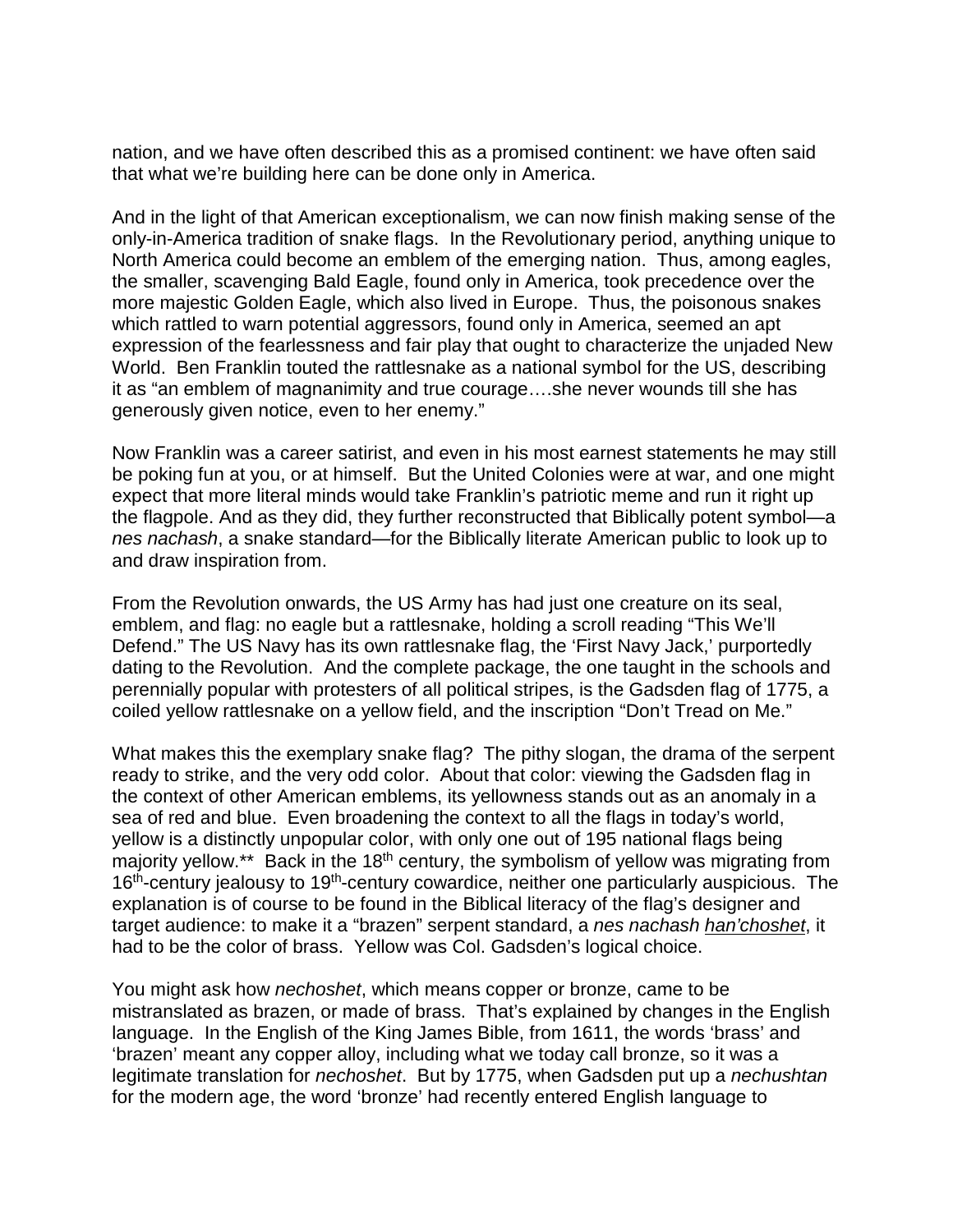nation, and we have often described this as a promised continent: we have often said that what we're building here can be done only in America.

And in the light of that American exceptionalism, we can now finish making sense of the only-in-America tradition of snake flags. In the Revolutionary period, anything unique to North America could become an emblem of the emerging nation. Thus, among eagles, the smaller, scavenging Bald Eagle, found only in America, took precedence over the more majestic Golden Eagle, which also lived in Europe. Thus, the poisonous snakes which rattled to warn potential aggressors, found only in America, seemed an apt expression of the fearlessness and fair play that ought to characterize the unjaded New World. Ben Franklin touted the rattlesnake as a national symbol for the US, describing it as "an emblem of magnanimity and true courage….she never wounds till she has generously given notice, even to her enemy."

Now Franklin was a career satirist, and even in his most earnest statements he may still be poking fun at you, or at himself. But the United Colonies were at war, and one might expect that more literal minds would take Franklin's patriotic meme and run it right up the flagpole. And as they did, they further reconstructed that Biblically potent symbol—a *nes nachash*, a snake standard—for the Biblically literate American public to look up to and draw inspiration from.

From the Revolution onwards, the US Army has had just one creature on its seal, emblem, and flag: no eagle but a rattlesnake, holding a scroll reading "This We'll Defend." The US Navy has its own rattlesnake flag, the 'First Navy Jack,' purportedly dating to the Revolution. And the complete package, the one taught in the schools and perennially popular with protesters of all political stripes, is the Gadsden flag of 1775, a coiled yellow rattlesnake on a yellow field, and the inscription "Don't Tread on Me."

What makes this the exemplary snake flag? The pithy slogan, the drama of the serpent ready to strike, and the very odd color. About that color: viewing the Gadsden flag in the context of other American emblems, its yellowness stands out as an anomaly in a sea of red and blue. Even broadening the context to all the flags in today's world, yellow is a distinctly unpopular color, with only one out of 195 national flags being majority yellow.** Back in the 18th century, the symbolism of yellow was migrating from 16th-century jealousy to 19th-century cowardice, neither one particularly auspicious. The explanation is of course to be found in the Biblical literacy of the flag's designer and target audience: to make it a "brazen" serpent standard, a *nes nachash* <u>han'choshet</u>, it had to be the color of brass. Yellow was Col. Gadsden's logical choice.

You might ask how *nechoshet*, which means copper or bronze, came to be mistranslated as brazen, or made of brass. That's explained by changes in the English language. In the English of the King James Bible, from 1611, the words 'brass' and 'brazen' meant any copper alloy, including what we today call bronze, so it was a legitimate translation for *nechoshet*. But by 1775, when Gadsden put up a *nechushtan* for the modern age, the word 'bronze' had recently entered English language to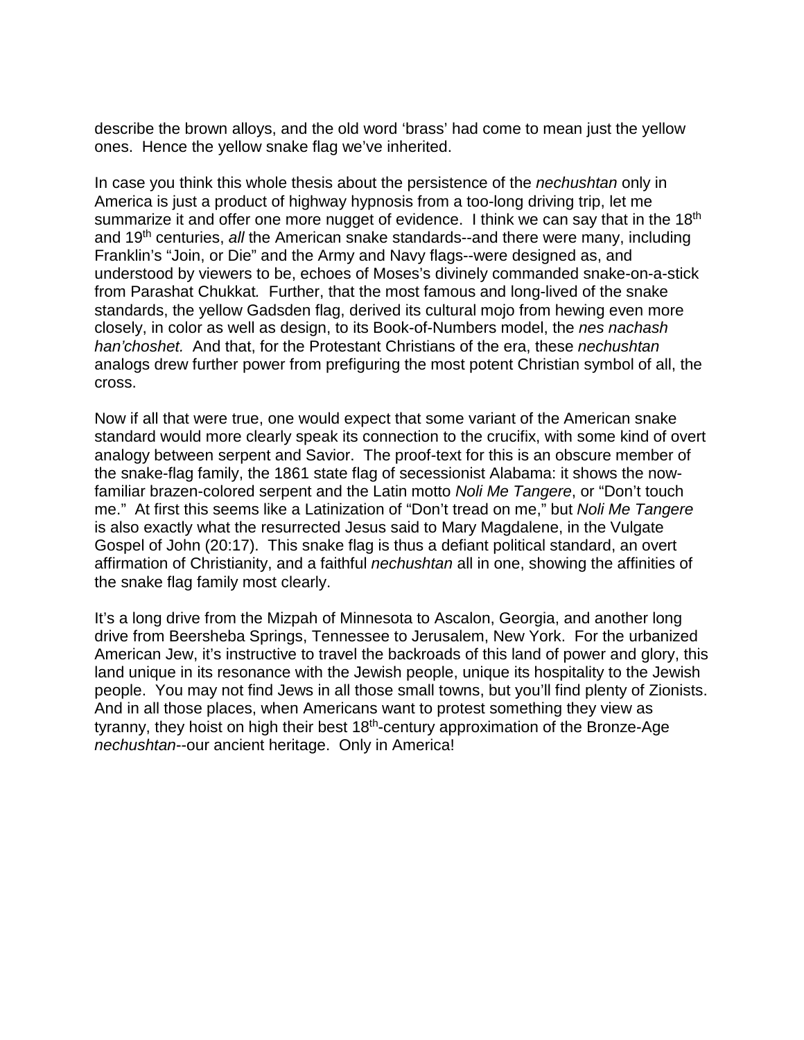describe the brown alloys, and the old word 'brass' had come to mean just the yellow ones. Hence the yellow snake flag we've inherited.

In case you think this whole thesis about the persistence of the *nechushtan* only in America is just a product of highway hypnosis from a too-long driving trip, let me summarize it and offer one more nugget of evidence. I think we can say that in the 18th and 19th centuries, *all* the American snake standards--and there were many, including Franklin's "Join, or Die" and the Army and Navy flags--were designed as, and understood by viewers to be, echoes of Moses's divinely commanded snake-on-a-stick from Parashat Chukkat*.* Further, that the most famous and long-lived of the snake standards, the yellow Gadsden flag, derived its cultural mojo from hewing even more closely, in color as well as design, to its Book-of-Numbers model, the *nes nachash han'choshet.* And that, for the Protestant Christians of the era, these *nechushtan* analogs drew further power from prefiguring the most potent Christian symbol of all, the cross.

Now if all that were true, one would expect that some variant of the American snake standard would more clearly speak its connection to the crucifix, with some kind of overt analogy between serpent and Savior. The proof-text for this is an obscure member of the snake-flag family, the 1861 state flag of secessionist Alabama: it shows the now-familiar brazen-colored serpent and the Latin motto *Noli Me Tangere*, or "Don't touch me." At first this seems like a Latinization of "Don't tread on me," but *Noli Me Tangere* is also exactly what the resurrected Jesus said to Mary Magdalene, in the Vulgate Gospel of John (20:17). This snake flag is thus a defiant political standard, an overt affirmation of Christianity, and a faithful *nechushtan* all in one, showing the affinities of the snake flag family most clearly.

It's a long drive from the Mizpah of Minnesota to Ascalon, Georgia, and another long drive from Beersheba Springs, Tennessee to Jerusalem, New York. For the urbanized American Jew, it's instructive to travel the backroads of this land of power and glory, this land unique in its resonance with the Jewish people, unique its hospitality to the Jewish people. You may not find Jews in all those small towns, but you'll find plenty of Zionists. And in all those places, when Americans want to protest something they view as tyranny, they hoist on high their best 18th-century approximation of the Bronze-Age *nechushtan*--our ancient heritage. Only in America!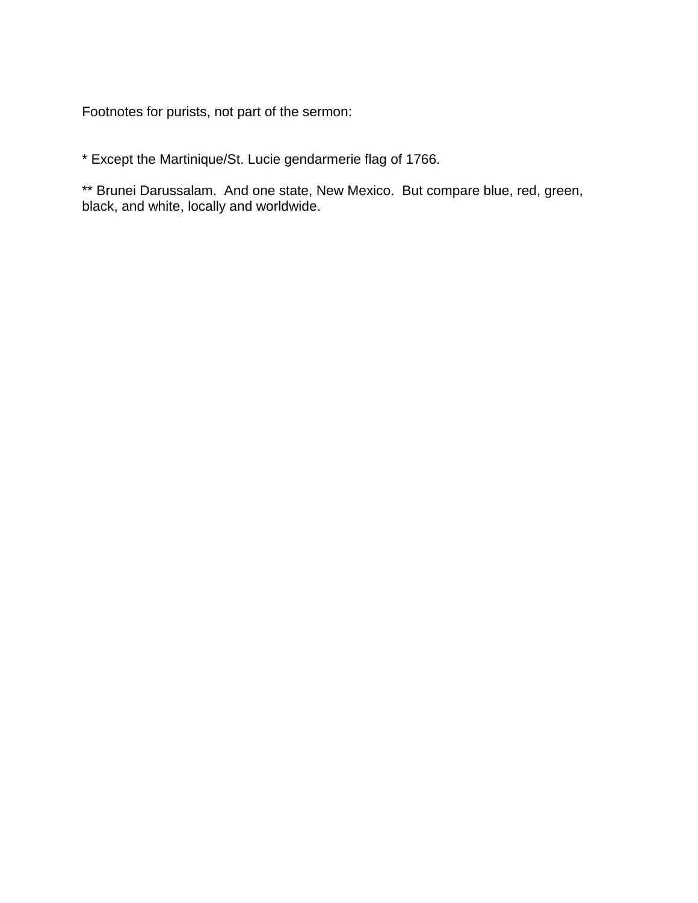Footnotes for purists, not part of the sermon:

* Except the Martinique/St. Lucie gendarmerie flag of 1766.

** Brunei Darussalam.  And one state, New Mexico.  But compare blue, red, green, black, and white, locally and worldwide.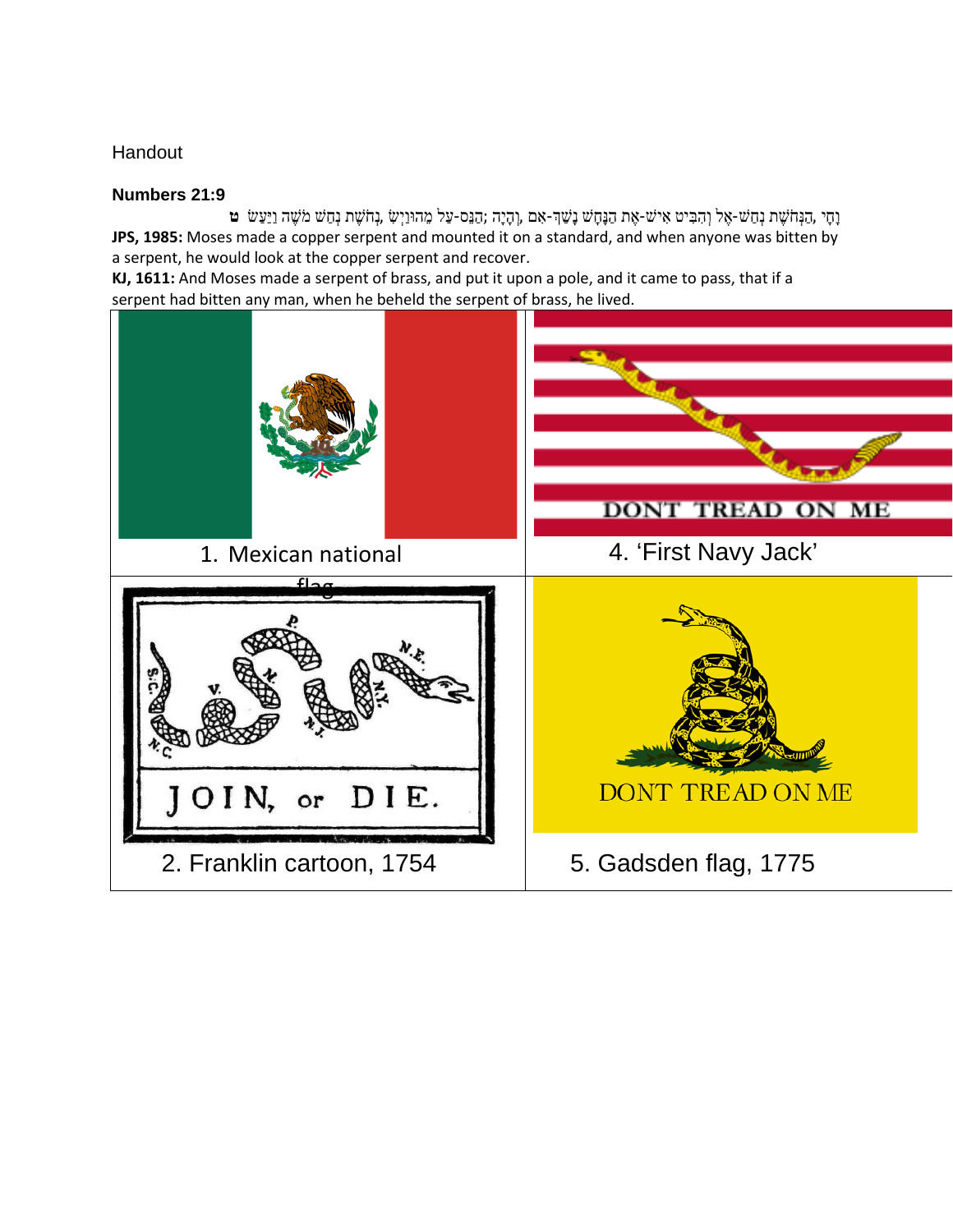Handout

**Numbers 21:9**

ט וַיַּעַשׂ מֹשֶׁה נְחַשׁ נְחֹשֶׁת, וַיְשִׂמֵהוּ עַל-הַנֵּס; וְהָיָה, אִם-נָשַׁךְ הַנָּחָשׁ אֶת-אִישׁ, וְהִבִּיט אֶל-נְחַשׁ הַנְּחֹשֶׁת, וָחָי

**JPS, 1985:** Moses made a copper serpent and mounted it on a standard, and when anyone was bitten by a serpent, he would look at the copper serpent and recover.

**KJ, 1611:** And Moses made a serpent of brass, and put it upon a pole, and it came to pass, that if a serpent had bitten any man, when he beheld the serpent of brass, he lived.

| | |
|---|---|
| 1. Mexican national flag | 4. 'First Navy Jack' |
| 2. Franklin cartoon, 1754 | 5. Gadsden flag, 1775 |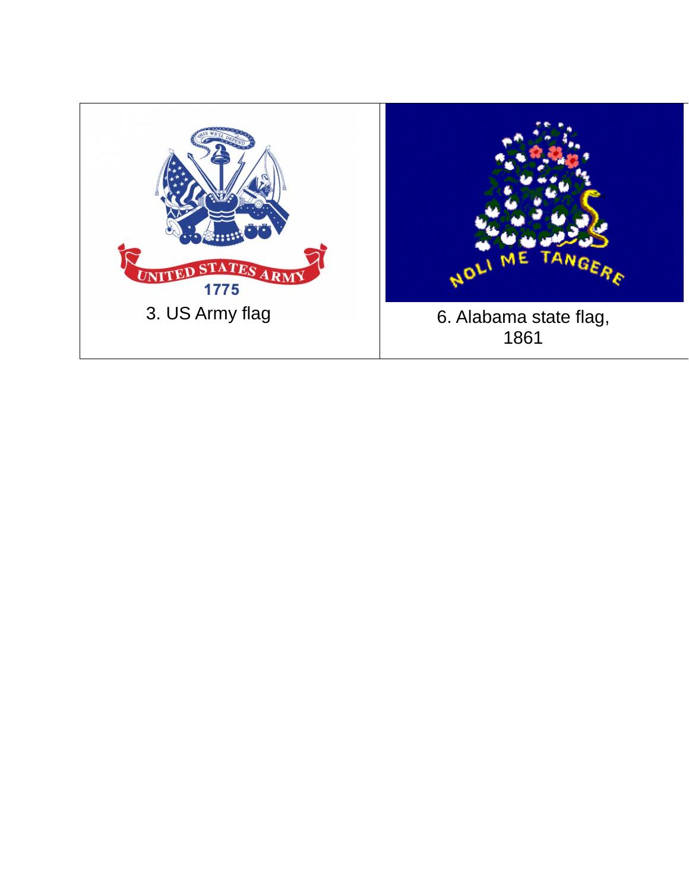| | |
|---|---|
| 3. US Army flag | 6. Alabama state flag, 1861 |